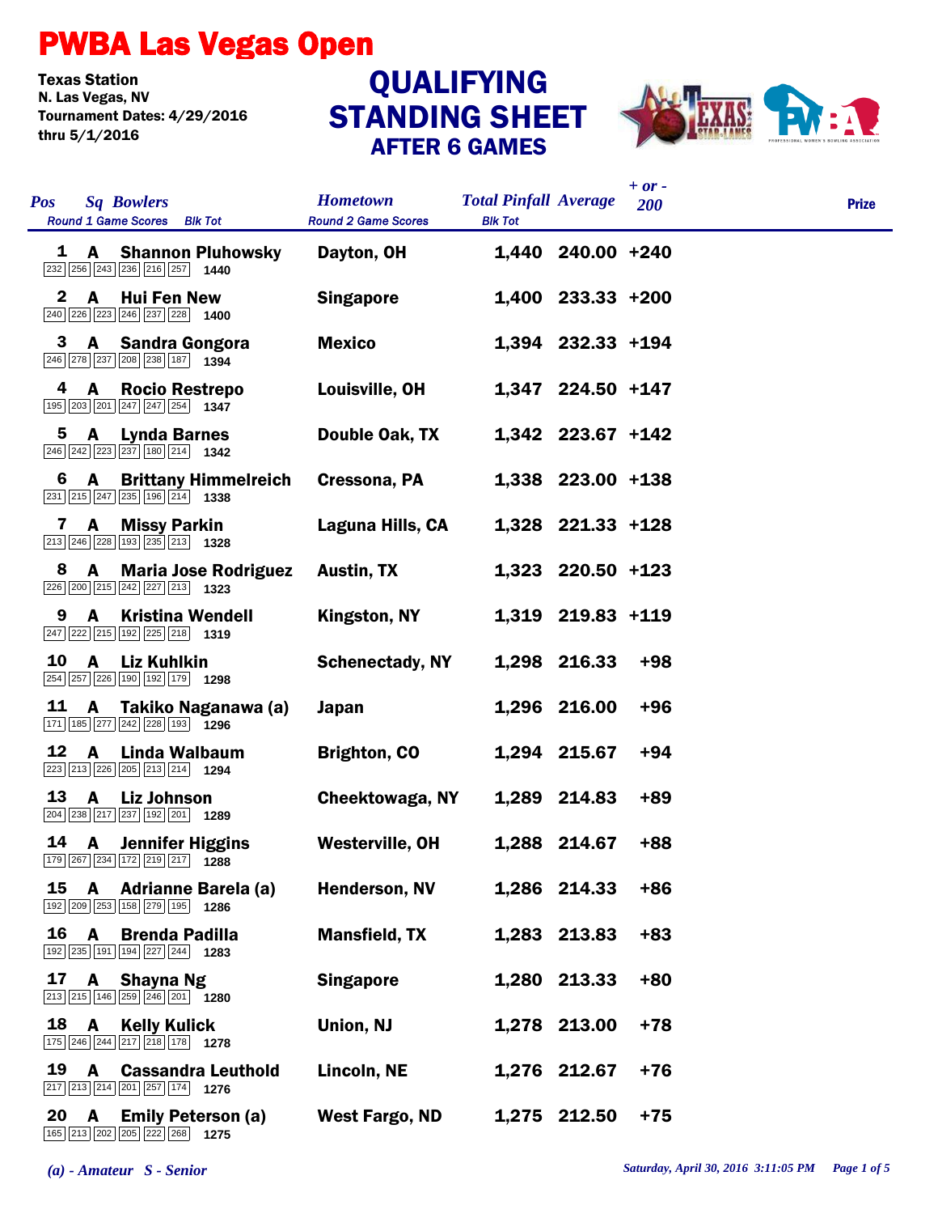# PWBA Las Vegas Open

**Texas Station**
**N. Las Vegas, NV**
**Tournament Dates: 4/29/2016 thru 5/1/2016**

## QUALIFYING STANDING SHEET
### AFTER 6 GAMES

| Pos | Sq | Bowlers | Round 1 Game Scores | Blk Tot | Hometown | Total Pinfall | Average | + or - 200 | Prize |
|---|---|---|---|---|---|---|---|---|---|
| 1 | A | Shannon Pluhowsky | 232 256 243 236 216 257 | 1440 | Dayton, OH | 1,440 | 240.00 | +240 | |
| 2 | A | Hui Fen New | 240 226 223 246 237 228 | 1400 | Singapore | 1,400 | 233.33 | +200 | |
| 3 | A | Sandra Gongora | 246 278 237 208 238 187 | 1394 | Mexico | 1,394 | 232.33 | +194 | |
| 4 | A | Rocio Restrepo | 195 203 201 247 247 254 | 1347 | Louisville, OH | 1,347 | 224.50 | +147 | |
| 5 | A | Lynda Barnes | 246 242 223 237 180 214 | 1342 | Double Oak, TX | 1,342 | 223.67 | +142 | |
| 6 | A | Brittany Himmelreich | 231 215 247 235 196 214 | 1338 | Cressona, PA | 1,338 | 223.00 | +138 | |
| 7 | A | Missy Parkin | 213 246 228 193 235 213 | 1328 | Laguna Hills, CA | 1,328 | 221.33 | +128 | |
| 8 | A | Maria Jose Rodriguez | 226 200 215 242 227 213 | 1323 | Austin, TX | 1,323 | 220.50 | +123 | |
| 9 | A | Kristina Wendell | 247 222 215 192 225 218 | 1319 | Kingston, NY | 1,319 | 219.83 | +119 | |
| 10 | A | Liz Kuhlkin | 254 257 226 190 192 179 | 1298 | Schenectady, NY | 1,298 | 216.33 | +98 | |
| 11 | A | Takiko Naganawa (a) | 171 185 277 242 228 193 | 1296 | Japan | 1,296 | 216.00 | +96 | |
| 12 | A | Linda Walbaum | 223 213 226 205 213 214 | 1294 | Brighton, CO | 1,294 | 215.67 | +94 | |
| 13 | A | Liz Johnson | 204 238 217 237 192 201 | 1289 | Cheektowaga, NY | 1,289 | 214.83 | +89 | |
| 14 | A | Jennifer Higgins | 179 267 234 172 219 217 | 1288 | Westerville, OH | 1,288 | 214.67 | +88 | |
| 15 | A | Adrianne Barela (a) | 192 209 253 158 279 195 | 1286 | Henderson, NV | 1,286 | 214.33 | +86 | |
| 16 | A | Brenda Padilla | 192 235 191 194 227 244 | 1283 | Mansfield, TX | 1,283 | 213.83 | +83 | |
| 17 | A | Shayna Ng | 213 215 146 259 246 201 | 1280 | Singapore | 1,280 | 213.33 | +80 | |
| 18 | A | Kelly Kulick | 175 246 244 217 218 178 | 1278 | Union, NJ | 1,278 | 213.00 | +78 | |
| 19 | A | Cassandra Leuthold | 217 213 214 201 257 174 | 1276 | Lincoln, NE | 1,276 | 212.67 | +76 | |
| 20 | A | Emily Peterson (a) | 165 213 202 205 222 268 | 1275 | West Fargo, ND | 1,275 | 212.50 | +75 | |

*(a) - Amateur S - Senior*

*Saturday, April 30, 2016 3:11:05 PM*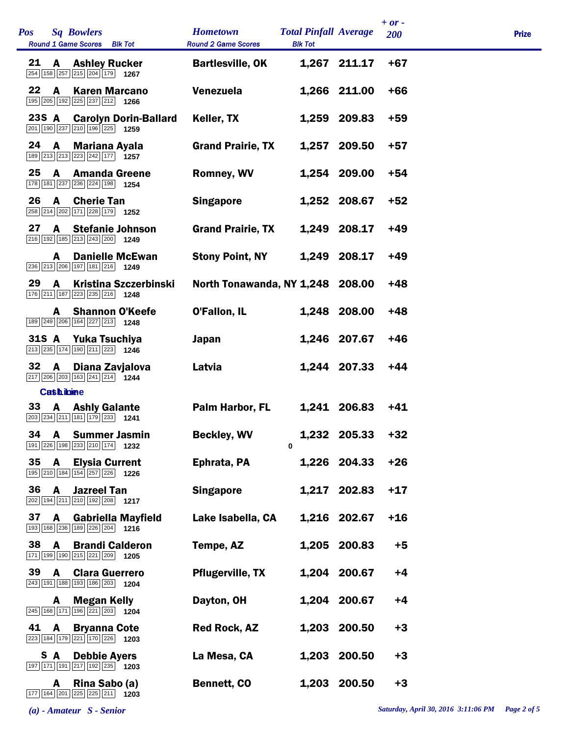| Pos | Sq | Bowlers | Hometown | Total Pinfall | Average | + or - 200 | Prize |
|---|---|---|---|---|---|---|---|
| | | Round 1 Game Scores / Blk Tot | Round 2 Game Scores | Blk Tot | | | |
| 21 | A | Ashley Rucker | Bartlesville, OK | 1,267 | 211.17 | +67 | |
| | | 254 158 257 215 204 179 — 1267 | | | | | |
| 22 | A | Karen Marcano | Venezuela | 1,266 | 211.00 | +66 | |
| | | 195 205 192 225 237 212 — 1266 | | | | | |
| 23S | A | Carolyn Dorin-Ballard | Keller, TX | 1,259 | 209.83 | +59 | |
| | | 201 190 237 210 196 225 — 1259 | | | | | |
| 24 | A | Mariana Ayala | Grand Prairie, TX | 1,257 | 209.50 | +57 | |
| | | 189 213 213 223 242 177 — 1257 | | | | | |
| 25 | A | Amanda Greene | Romney, WV | 1,254 | 209.00 | +54 | |
| | | 178 181 237 236 224 198 — 1254 | | | | | |
| 26 | A | Cherie Tan | Singapore | 1,252 | 208.67 | +52 | |
| | | 258 214 202 171 228 179 — 1252 | | | | | |
| 27 | A | Stefanie Johnson | Grand Prairie, TX | 1,249 | 208.17 | +49 | |
| | | 216 192 185 213 243 200 — 1249 | | | | | |
| | A | Danielle McEwan | Stony Point, NY | 1,249 | 208.17 | +49 | |
| | | 236 213 206 197 181 216 — 1249 | | | | | |
| 29 | A | Kristina Szczerbinski | North Tonawanda, NY | 1,248 | 208.00 | +48 | |
| | | 176 211 187 223 235 216 — 1248 | | | | | |
| | A | Shannon O'Keefe | O'Fallon, IL | 1,248 | 208.00 | +48 | |
| | | 189 249 206 164 227 213 — 1248 | | | | | |
| 31S | A | Yuka Tsuchiya | Japan | 1,246 | 207.67 | +46 | |
| | | 213 235 174 190 211 223 — 1246 | | | | | |
| 32 | A | Diana Zavjalova | Latvia | 1,244 | 207.33 | +44 | |
| | | 217 206 203 163 241 214 — 1244 | | | | | |
| | | **Cash Line** | | | | | |
| 33 | A | Ashly Galante | Palm Harbor, FL | 1,241 | 206.83 | +41 | |
| | | 203 234 211 181 179 233 — 1241 | | | | | |
| 34 | A | Summer Jasmin | Beckley, WV | 1,232 | 205.33 | +32 | |
| | | 191 226 198 233 210 174 — 1232 | | 0 | | | |
| 35 | A | Elysia Current | Ephrata, PA | 1,226 | 204.33 | +26 | |
| | | 195 210 184 154 257 226 — 1226 | | | | | |
| 36 | A | Jazreel Tan | Singapore | 1,217 | 202.83 | +17 | |
| | | 202 194 211 210 192 208 — 1217 | | | | | |
| 37 | A | Gabriella Mayfield | Lake Isabella, CA | 1,216 | 202.67 | +16 | |
| | | 193 168 236 189 226 204 — 1216 | | | | | |
| 38 | A | Brandi Calderon | Tempe, AZ | 1,205 | 200.83 | +5 | |
| | | 171 199 190 215 221 209 — 1205 | | | | | |
| 39 | A | Clara Guerrero | Pflugerville, TX | 1,204 | 200.67 | +4 | |
| | | 243 191 188 193 186 203 — 1204 | | | | | |
| | A | Megan Kelly | Dayton, OH | 1,204 | 200.67 | +4 | |
| | | 245 168 171 196 221 203 — 1204 | | | | | |
| 41 | A | Bryanna Cote | Red Rock, AZ | 1,203 | 200.50 | +3 | |
| | | 223 184 179 221 170 226 — 1203 | | | | | |
| S | A | Debbie Ayers | La Mesa, CA | 1,203 | 200.50 | +3 | |
| | | 197 171 191 217 192 235 — 1203 | | | | | |
| | A | Rina Sabo (a) | Bennett, CO | 1,203 | 200.50 | +3 | |
| | | 177 164 201 225 225 211 — 1203 | | | | | |

*(a) - Amateur S - Senior*

*Saturday, April 30, 2016 3:11:06 PM*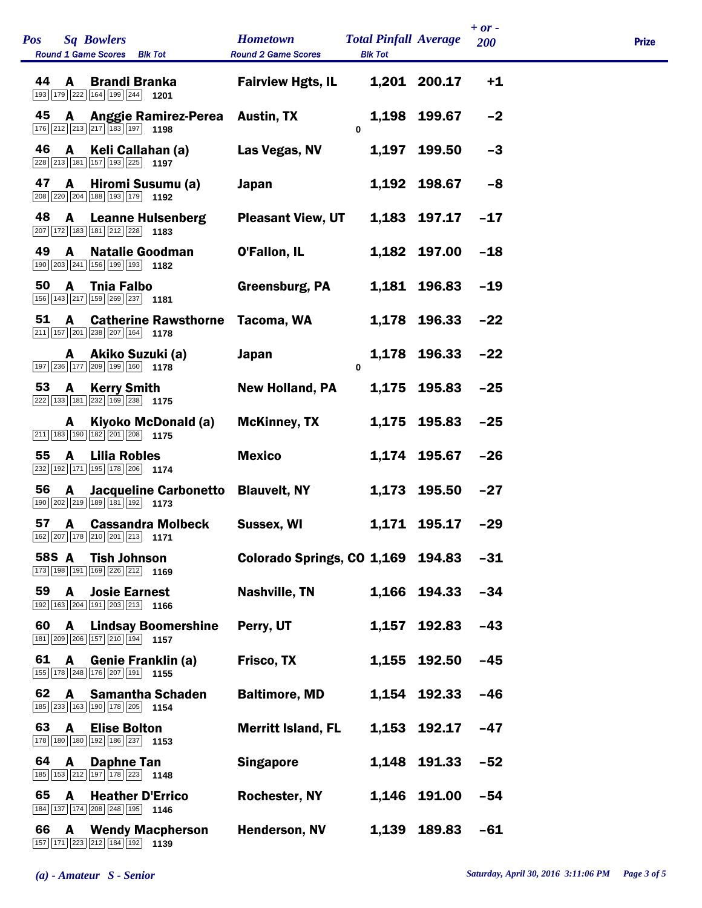| Pos | Sq | Bowlers | Round 1 Game Scores | Blk Tot | Hometown | Round 2 Game Scores | Total Pinfall | Blk Tot | Average | + or - 200 | Prize |
|---|---|---|---|---|---|---|---|---|---|---|---|
| 44 | A | Brandi Branka | 193 179 222 164 199 244 | 1201 | Fairview Hgts, IL | | 1,201 | | 200.17 | +1 | |
| 45 | A | Anggie Ramirez-Perea | 176 212 213 217 183 197 | 1198 | Austin, TX | | 1,198 | 0 | 199.67 | -2 | |
| 46 | A | Keli Callahan (a) | 228 213 181 157 193 225 | 1197 | Las Vegas, NV | | 1,197 | | 199.50 | -3 | |
| 47 | A | Hiromi Susumu (a) | 208 220 204 188 193 179 | 1192 | Japan | | 1,192 | | 198.67 | -8 | |
| 48 | A | Leanne Hulsenberg | 207 172 183 181 212 228 | 1183 | Pleasant View, UT | | 1,183 | | 197.17 | -17 | |
| 49 | A | Natalie Goodman | 190 203 241 156 199 193 | 1182 | O'Fallon, IL | | 1,182 | | 197.00 | -18 | |
| 50 | A | Tnia Falbo | 156 143 217 159 269 237 | 1181 | Greensburg, PA | | 1,181 | | 196.83 | -19 | |
| 51 | A | Catherine Rawsthorne | 211 157 201 238 207 164 | 1178 | Tacoma, WA | | 1,178 | | 196.33 | -22 | |
| | A | Akiko Suzuki (a) | 197 236 177 209 199 160 | 1178 | Japan | | 1,178 | 0 | 196.33 | -22 | |
| 53 | A | Kerry Smith | 222 133 181 232 169 238 | 1175 | New Holland, PA | | 1,175 | | 195.83 | -25 | |
| | A | Kiyoko McDonald (a) | 211 183 190 182 201 208 | 1175 | McKinney, TX | | 1,175 | | 195.83 | -25 | |
| 55 | A | Lilia Robles | 232 192 171 195 178 206 | 1174 | Mexico | | 1,174 | | 195.67 | -26 | |
| 56 | A | Jacqueline Carbonetto | 190 202 219 189 181 192 | 1173 | Blauvelt, NY | | 1,173 | | 195.50 | -27 | |
| 57 | A | Cassandra Molbeck | 162 207 178 210 201 213 | 1171 | Sussex, WI | | 1,171 | | 195.17 | -29 | |
| 58S | A | Tish Johnson | 173 198 191 169 226 212 | 1169 | Colorado Springs, CO | | 1,169 | | 194.83 | -31 | |
| 59 | A | Josie Earnest | 192 163 204 191 203 213 | 1166 | Nashville, TN | | 1,166 | | 194.33 | -34 | |
| 60 | A | Lindsay Boomershine | 181 209 206 157 210 194 | 1157 | Perry, UT | | 1,157 | | 192.83 | -43 | |
| 61 | A | Genie Franklin (a) | 155 178 248 176 207 191 | 1155 | Frisco, TX | | 1,155 | | 192.50 | -45 | |
| 62 | A | Samantha Schaden | 185 233 163 190 178 205 | 1154 | Baltimore, MD | | 1,154 | | 192.33 | -46 | |
| 63 | A | Elise Bolton | 178 180 180 192 186 237 | 1153 | Merritt Island, FL | | 1,153 | | 192.17 | -47 | |
| 64 | A | Daphne Tan | 185 153 212 197 178 223 | 1148 | Singapore | | 1,148 | | 191.33 | -52 | |
| 65 | A | Heather D'Errico | 184 137 174 208 248 195 | 1146 | Rochester, NY | | 1,146 | | 191.00 | -54 | |
| 66 | A | Wendy Macpherson | 157 171 223 212 184 192 | 1139 | Henderson, NV | | 1,139 | | 189.83 | -61 | |

*(a) - Amateur S - Senior*

*Saturday, April 30, 2016 3:11:06 PM*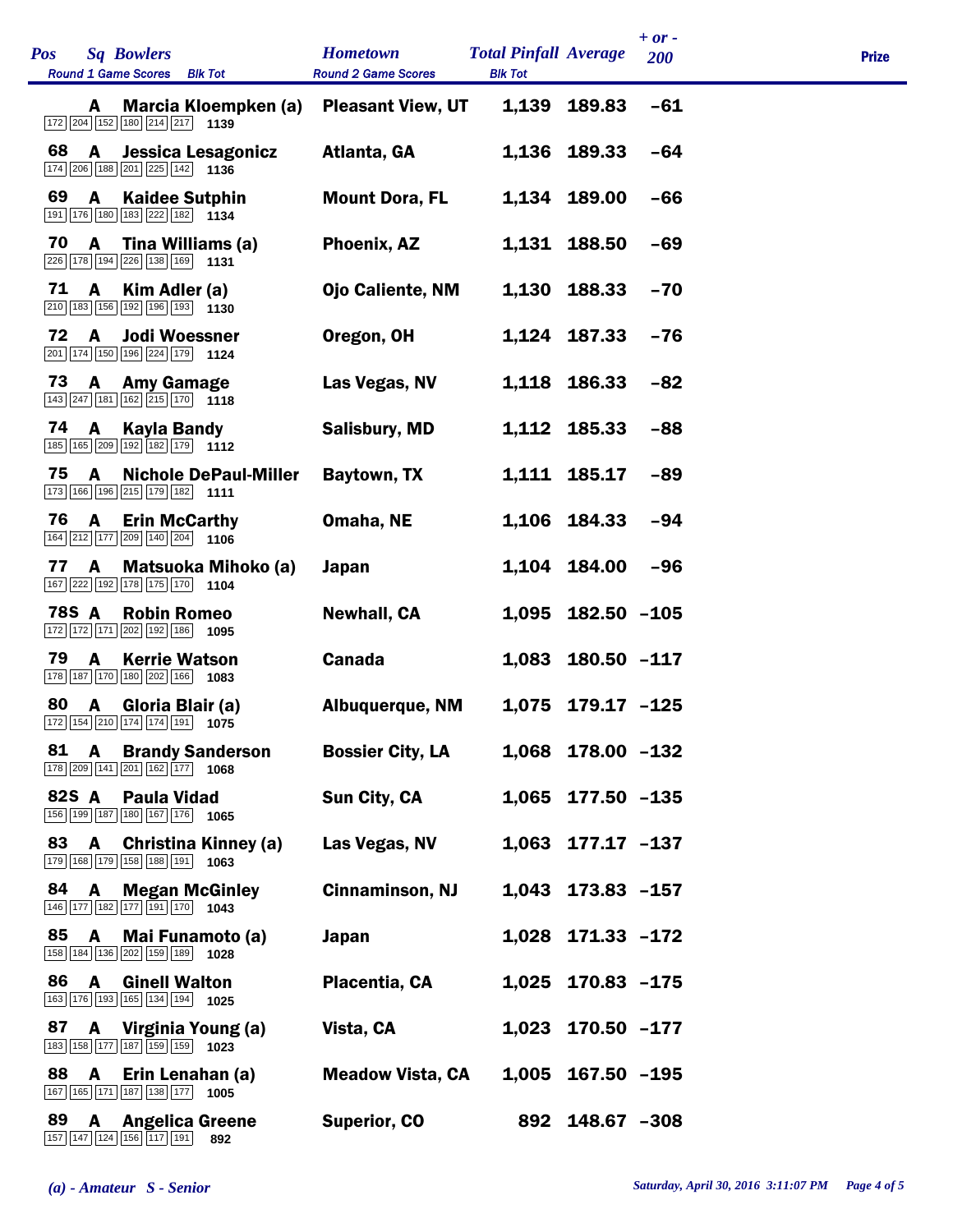| Pos | Sq | Bowlers | Round 1 Game Scores | Blk Tot | Hometown | Total Pinfall | Average | + or - 200 | Prize |
|---|---|---|---|---|---|---|---|---|---|
| | A | Marcia Kloempken (a) | 172 204 152 180 214 217 | 1139 | Pleasant View, UT | 1,139 | 189.83 | -61 | |
| 68 | A | Jessica Lesagonicz | 174 206 188 201 225 142 | 1136 | Atlanta, GA | 1,136 | 189.33 | -64 | |
| 69 | A | Kaidee Sutphin | 191 176 180 183 222 182 | 1134 | Mount Dora, FL | 1,134 | 189.00 | -66 | |
| 70 | A | Tina Williams (a) | 226 178 194 226 138 169 | 1131 | Phoenix, AZ | 1,131 | 188.50 | -69 | |
| 71 | A | Kim Adler (a) | 210 183 156 192 196 193 | 1130 | Ojo Caliente, NM | 1,130 | 188.33 | -70 | |
| 72 | A | Jodi Woessner | 201 174 150 196 224 179 | 1124 | Oregon, OH | 1,124 | 187.33 | -76 | |
| 73 | A | Amy Gamage | 143 247 181 162 215 170 | 1118 | Las Vegas, NV | 1,118 | 186.33 | -82 | |
| 74 | A | Kayla Bandy | 185 165 209 192 182 179 | 1112 | Salisbury, MD | 1,112 | 185.33 | -88 | |
| 75 | A | Nichole DePaul-Miller | 173 166 196 215 179 182 | 1111 | Baytown, TX | 1,111 | 185.17 | -89 | |
| 76 | A | Erin McCarthy | 164 212 177 209 140 204 | 1106 | Omaha, NE | 1,106 | 184.33 | -94 | |
| 77 | A | Matsuoka Mihoko (a) | 167 222 192 178 175 170 | 1104 | Japan | 1,104 | 184.00 | -96 | |
| 78S | A | Robin Romeo | 172 172 171 202 192 186 | 1095 | Newhall, CA | 1,095 | 182.50 | -105 | |
| 79 | A | Kerrie Watson | 178 187 170 180 202 166 | 1083 | Canada | 1,083 | 180.50 | -117 | |
| 80 | A | Gloria Blair (a) | 172 154 210 174 174 191 | 1075 | Albuquerque, NM | 1,075 | 179.17 | -125 | |
| 81 | A | Brandy Sanderson | 178 209 141 201 162 177 | 1068 | Bossier City, LA | 1,068 | 178.00 | -132 | |
| 82S | A | Paula Vidad | 156 199 187 180 167 176 | 1065 | Sun City, CA | 1,065 | 177.50 | -135 | |
| 83 | A | Christina Kinney (a) | 179 168 179 158 188 191 | 1063 | Las Vegas, NV | 1,063 | 177.17 | -137 | |
| 84 | A | Megan McGinley | 146 177 182 177 191 170 | 1043 | Cinnaminson, NJ | 1,043 | 173.83 | -157 | |
| 85 | A | Mai Funamoto (a) | 158 184 136 202 159 189 | 1028 | Japan | 1,028 | 171.33 | -172 | |
| 86 | A | Ginell Walton | 163 176 193 165 134 194 | 1025 | Placentia, CA | 1,025 | 170.83 | -175 | |
| 87 | A | Virginia Young (a) | 183 158 177 187 159 159 | 1023 | Vista, CA | 1,023 | 170.50 | -177 | |
| 88 | A | Erin Lenahan (a) | 167 165 171 187 138 177 | 1005 | Meadow Vista, CA | 1,005 | 167.50 | -195 | |
| 89 | A | Angelica Greene | 157 147 124 156 117 191 | 892 | Superior, CO | 892 | 148.67 | -308 | |

*(a) - Amateur S - Senior*

*Saturday, April 30, 2016 3:11:07 PM*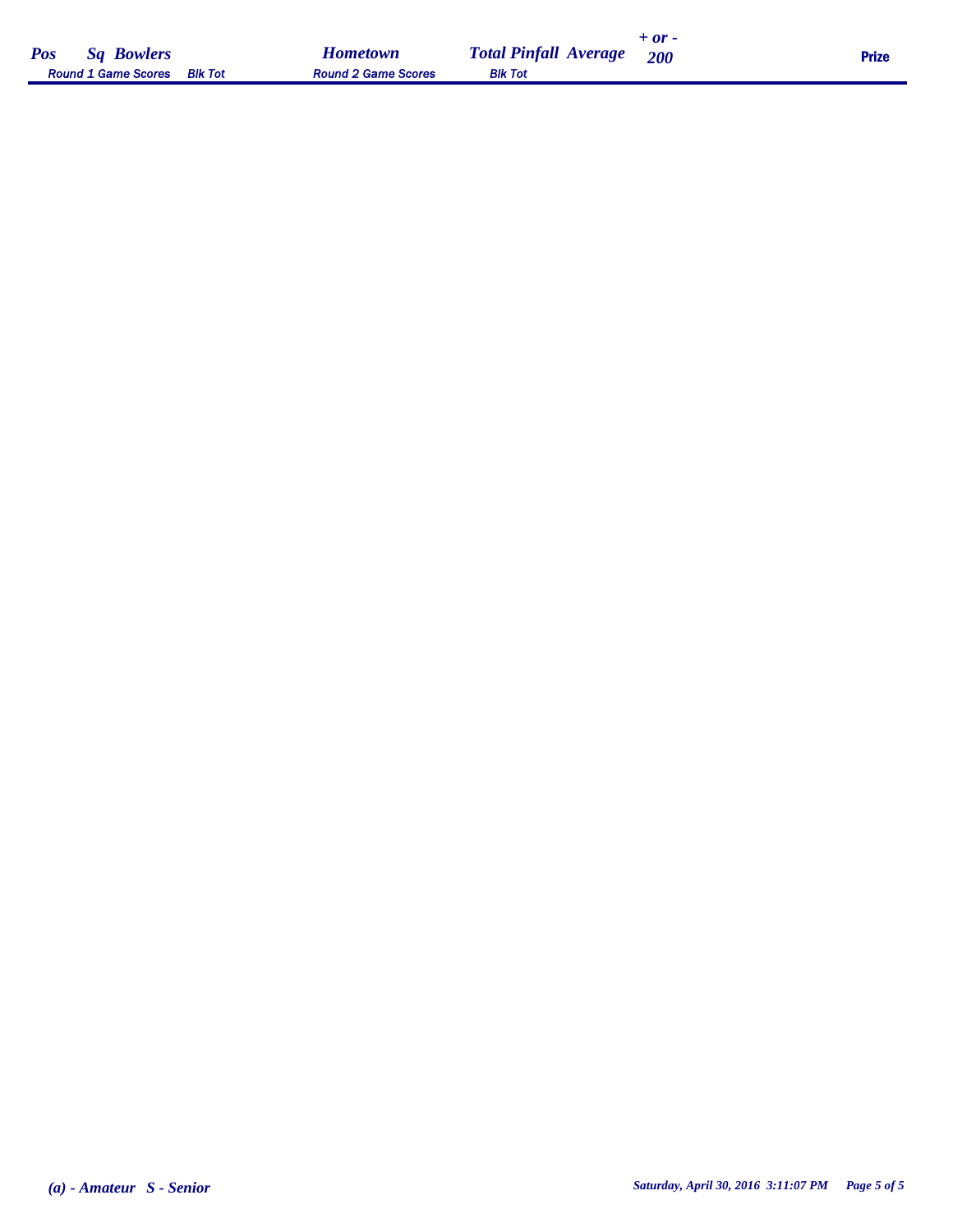| Pos | Sq | Bowlers | Hometown | Total Pinfall | Average | + or - 200 | Prize |
|---|---|---|---|---|---|---|---|
| | Round 1 Game Scores | Blk Tot | Round 2 Game Scores | Blk Tot | | | |

(a) - Amateur   S - Senior

Saturday, April 30, 2016  3:11:07 PM